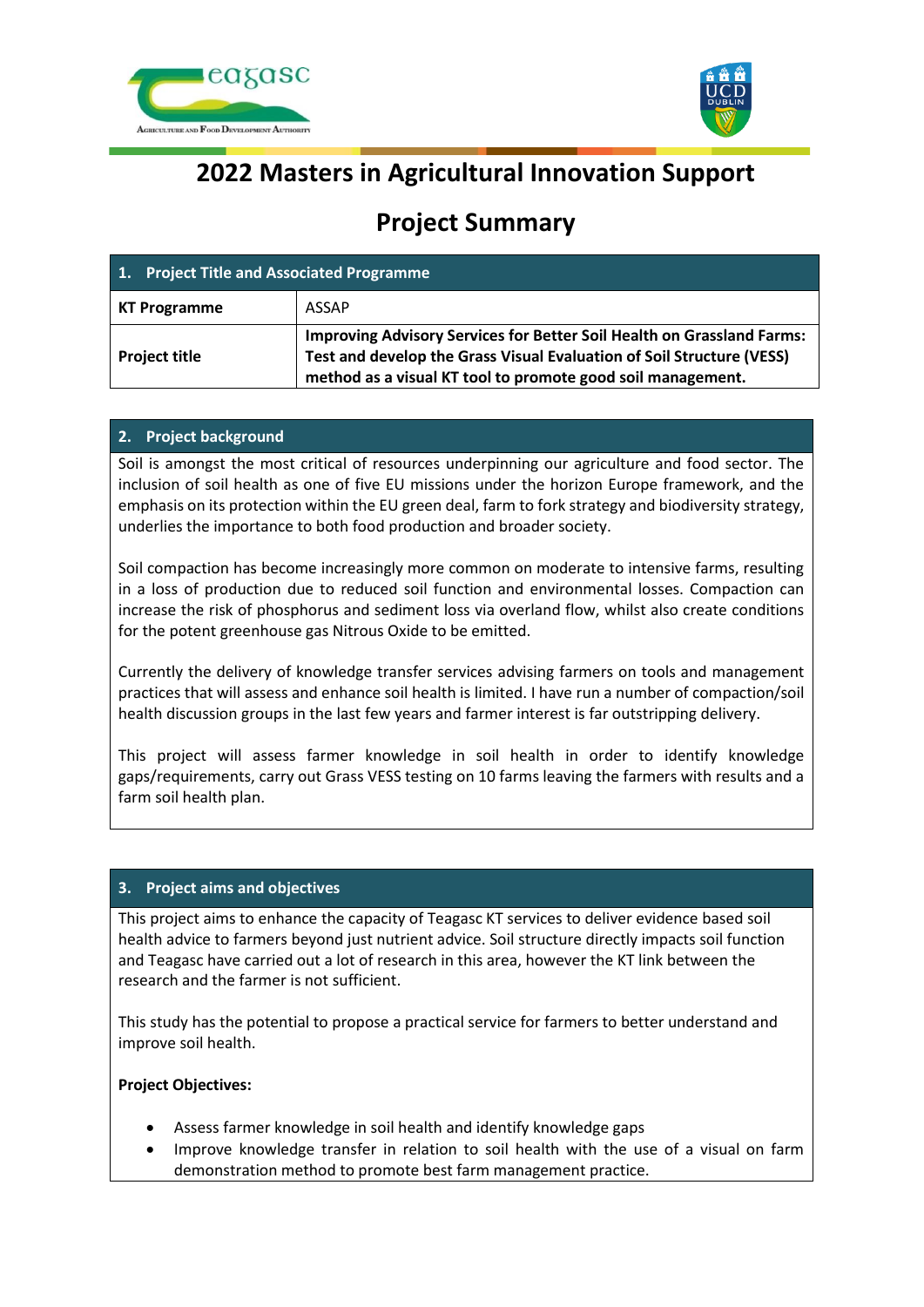# 2022 Masters in Agricultural Innovation Support

## Project Summary

| 1. Project Title and Associated Programme | |
|---|---|
| **KT Programme** | ASSAP |
| **Project title** | **Improving Advisory Services for Better Soil Health on Grassland Farms: Test and develop the Grass Visual Evaluation of Soil Structure (VESS) method as a visual KT tool to promote good soil management.** |

### 2. Project background

Soil is amongst the most critical of resources underpinning our agriculture and food sector. The inclusion of soil health as one of five EU missions under the horizon Europe framework, and the emphasis on its protection within the EU green deal, farm to fork strategy and biodiversity strategy, underlies the importance to both food production and broader society.

Soil compaction has become increasingly more common on moderate to intensive farms, resulting in a loss of production due to reduced soil function and environmental losses. Compaction can increase the risk of phosphorus and sediment loss via overland flow, whilst also create conditions for the potent greenhouse gas Nitrous Oxide to be emitted.

Currently the delivery of knowledge transfer services advising farmers on tools and management practices that will assess and enhance soil health is limited. I have run a number of compaction/soil health discussion groups in the last few years and farmer interest is far outstripping delivery.

This project will assess farmer knowledge in soil health in order to identify knowledge gaps/requirements, carry out Grass VESS testing on 10 farms leaving the farmers with results and a farm soil health plan.

### 3. Project aims and objectives

This project aims to enhance the capacity of Teagasc KT services to deliver evidence based soil health advice to farmers beyond just nutrient advice. Soil structure directly impacts soil function and Teagasc have carried out a lot of research in this area, however the KT link between the research and the farmer is not sufficient.

This study has the potential to propose a practical service for farmers to better understand and improve soil health.

**Project Objectives:**

- Assess farmer knowledge in soil health and identify knowledge gaps
- Improve knowledge transfer in relation to soil health with the use of a visual on farm demonstration method to promote best farm management practice.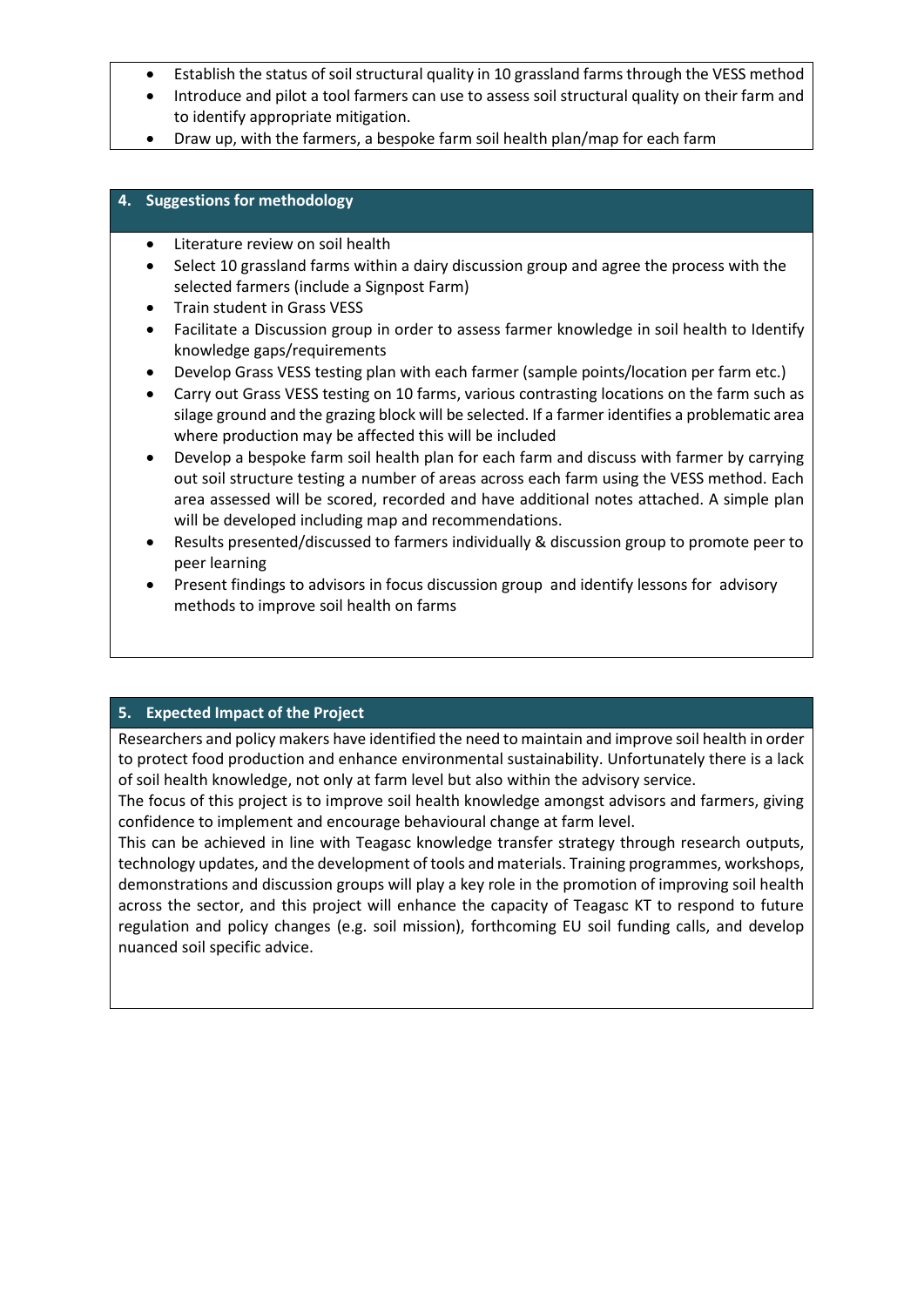- Establish the status of soil structural quality in 10 grassland farms through the VESS method
- Introduce and pilot a tool farmers can use to assess soil structural quality on their farm and to identify appropriate mitigation.
- Draw up, with the farmers, a bespoke farm soil health plan/map for each farm

## 4. Suggestions for methodology

- Literature review on soil health
- Select 10 grassland farms within a dairy discussion group and agree the process with the selected farmers (include a Signpost Farm)
- Train student in Grass VESS
- Facilitate a Discussion group in order to assess farmer knowledge in soil health to Identify knowledge gaps/requirements
- Develop Grass VESS testing plan with each farmer (sample points/location per farm etc.)
- Carry out Grass VESS testing on 10 farms, various contrasting locations on the farm such as silage ground and the grazing block will be selected. If a farmer identifies a problematic area where production may be affected this will be included
- Develop a bespoke farm soil health plan for each farm and discuss with farmer by carrying out soil structure testing a number of areas across each farm using the VESS method. Each area assessed will be scored, recorded and have additional notes attached. A simple plan will be developed including map and recommendations.
- Results presented/discussed to farmers individually & discussion group to promote peer to peer learning
- Present findings to advisors in focus discussion group and identify lessons for advisory methods to improve soil health on farms

## 5. Expected Impact of the Project

Researchers and policy makers have identified the need to maintain and improve soil health in order to protect food production and enhance environmental sustainability. Unfortunately there is a lack of soil health knowledge, not only at farm level but also within the advisory service.

The focus of this project is to improve soil health knowledge amongst advisors and farmers, giving confidence to implement and encourage behavioural change at farm level.

This can be achieved in line with Teagasc knowledge transfer strategy through research outputs, technology updates, and the development of tools and materials. Training programmes, workshops, demonstrations and discussion groups will play a key role in the promotion of improving soil health across the sector, and this project will enhance the capacity of Teagasc KT to respond to future regulation and policy changes (e.g. soil mission), forthcoming EU soil funding calls, and develop nuanced soil specific advice.